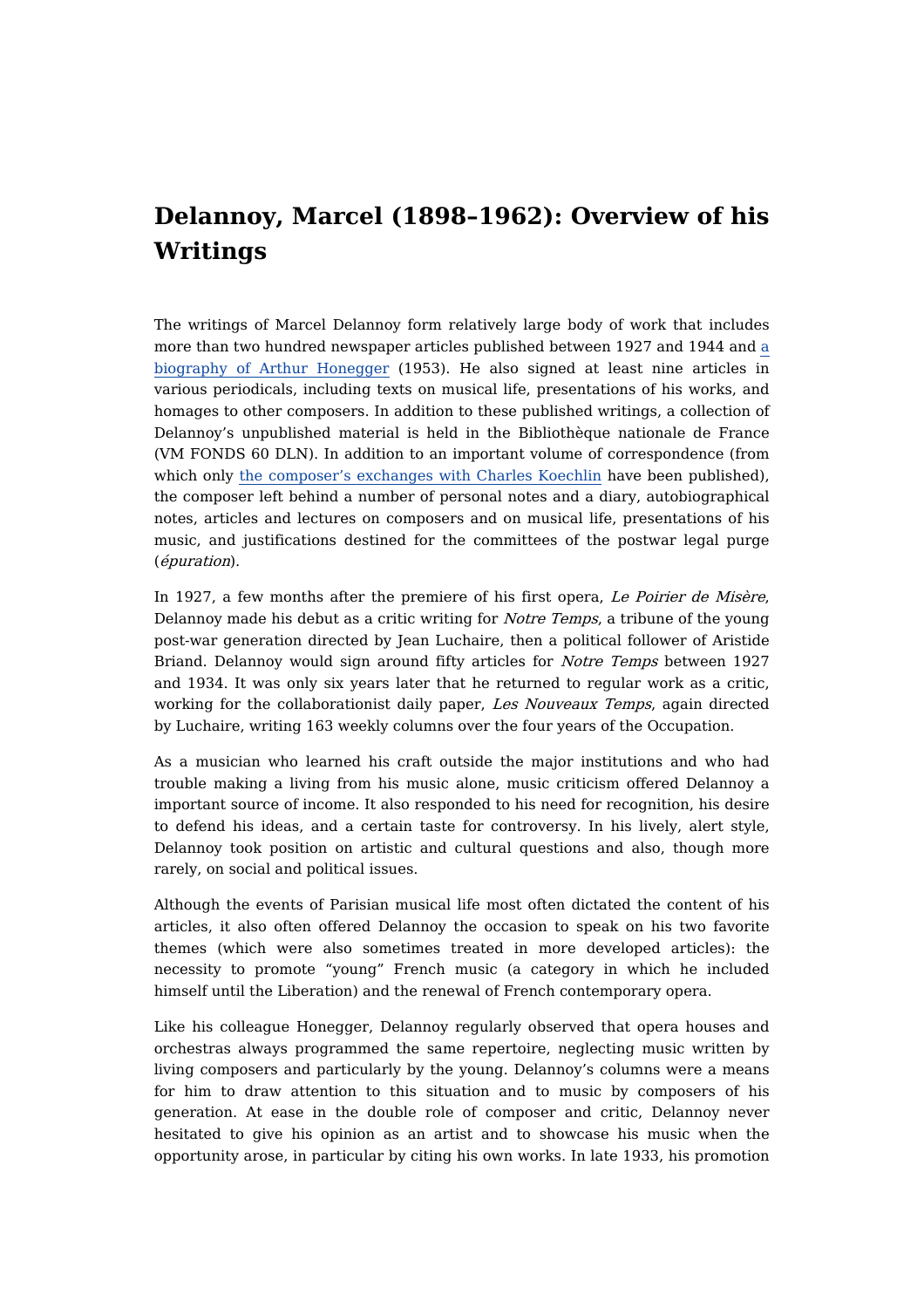# Delannoy, Marcel (1898–1962): Overview of his Writings

The writings of Marcel Delannoy form relatively large body of work that includes more than two hundred newspaper articles published between 1927 and 1944 and [a biography of Arthur Honegger]() (1953). He also signed at least nine articles in various periodicals, including texts on musical life, presentations of his works, and homages to other composers. In addition to these published writings, a collection of Delannoy's unpublished material is held in the Bibliothèque nationale de France (VM FONDS 60 DLN). In addition to an important volume of correspondence (from which only [the composer's exchanges with Charles Koechlin]() have been published), the composer left behind a number of personal notes and a diary, autobiographical notes, articles and lectures on composers and on musical life, presentations of his music, and justifications destined for the committees of the postwar legal purge (*épuration*).

In 1927, a few months after the premiere of his first opera, *Le Poirier de Misère*, Delannoy made his debut as a critic writing for *Notre Temps*, a tribune of the young post-war generation directed by Jean Luchaire, then a political follower of Aristide Briand. Delannoy would sign around fifty articles for *Notre Temps* between 1927 and 1934. It was only six years later that he returned to regular work as a critic, working for the collaborationist daily paper, *Les Nouveaux Temps*, again directed by Luchaire, writing 163 weekly columns over the four years of the Occupation.

As a musician who learned his craft outside the major institutions and who had trouble making a living from his music alone, music criticism offered Delannoy a important source of income. It also responded to his need for recognition, his desire to defend his ideas, and a certain taste for controversy. In his lively, alert style, Delannoy took position on artistic and cultural questions and also, though more rarely, on social and political issues.

Although the events of Parisian musical life most often dictated the content of his articles, it also often offered Delannoy the occasion to speak on his two favorite themes (which were also sometimes treated in more developed articles): the necessity to promote "young" French music (a category in which he included himself until the Liberation) and the renewal of French contemporary opera.

Like his colleague Honegger, Delannoy regularly observed that opera houses and orchestras always programmed the same repertoire, neglecting music written by living composers and particularly by the young. Delannoy's columns were a means for him to draw attention to this situation and to music by composers of his generation. At ease in the double role of composer and critic, Delannoy never hesitated to give his opinion as an artist and to showcase his music when the opportunity arose, in particular by citing his own works. In late 1933, his promotion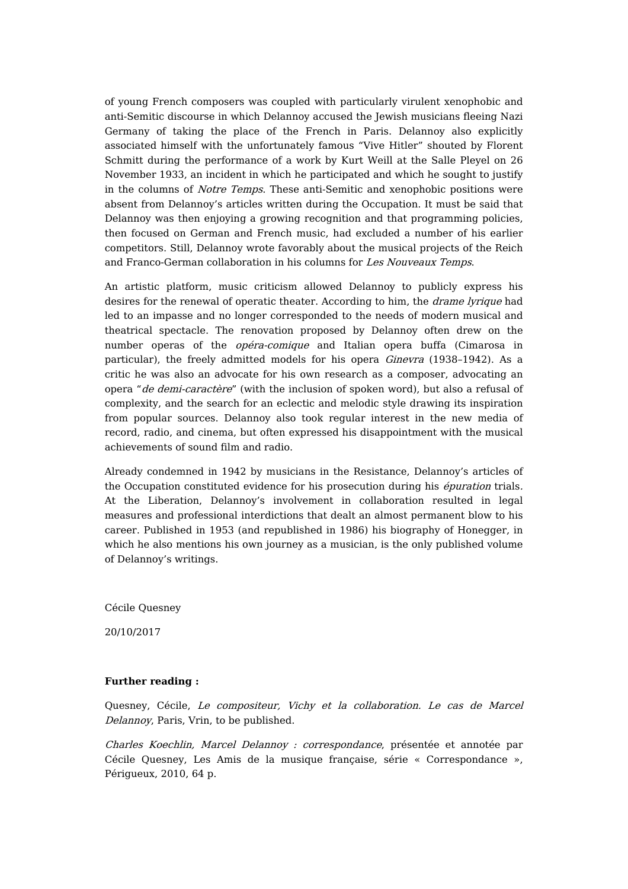of young French composers was coupled with particularly virulent xenophobic and anti-Semitic discourse in which Delannoy accused the Jewish musicians fleeing Nazi Germany of taking the place of the French in Paris. Delannoy also explicitly associated himself with the unfortunately famous “Vive Hitler” shouted by Florent Schmitt during the performance of a work by Kurt Weill at the Salle Pleyel on 26 November 1933, an incident in which he participated and which he sought to justify in the columns of *Notre Temps*. These anti-Semitic and xenophobic positions were absent from Delannoy’s articles written during the Occupation. It must be said that Delannoy was then enjoying a growing recognition and that programming policies, then focused on German and French music, had excluded a number of his earlier competitors. Still, Delannoy wrote favorably about the musical projects of the Reich and Franco-German collaboration in his columns for *Les Nouveaux Temps*.

An artistic platform, music criticism allowed Delannoy to publicly express his desires for the renewal of operatic theater. According to him, the *drame lyrique* had led to an impasse and no longer corresponded to the needs of modern musical and theatrical spectacle. The renovation proposed by Delannoy often drew on the number operas of the *opéra-comique* and Italian opera buffa (Cimarosa in particular), the freely admitted models for his opera *Ginevra* (1938–1942). As a critic he was also an advocate for his own research as a composer, advocating an opera “*de demi-caractère*” (with the inclusion of spoken word), but also a refusal of complexity, and the search for an eclectic and melodic style drawing its inspiration from popular sources. Delannoy also took regular interest in the new media of record, radio, and cinema, but often expressed his disappointment with the musical achievements of sound film and radio.

Already condemned in 1942 by musicians in the Resistance, Delannoy’s articles of the Occupation constituted evidence for his prosecution during his *épuration* trials. At the Liberation, Delannoy’s involvement in collaboration resulted in legal measures and professional interdictions that dealt an almost permanent blow to his career. Published in 1953 (and republished in 1986) his biography of Honegger, in which he also mentions his own journey as a musician, is the only published volume of Delannoy’s writings.

Cécile Quesney

20/10/2017

**Further reading :**

Quesney, Cécile, *Le compositeur, Vichy et la collaboration. Le cas de Marcel Delannoy*, Paris, Vrin, to be published.

*Charles Koechlin, Marcel Delannoy : correspondance*, présentée et annotée par Cécile Quesney, Les Amis de la musique française, série « Correspondance », Périgueux, 2010, 64 p.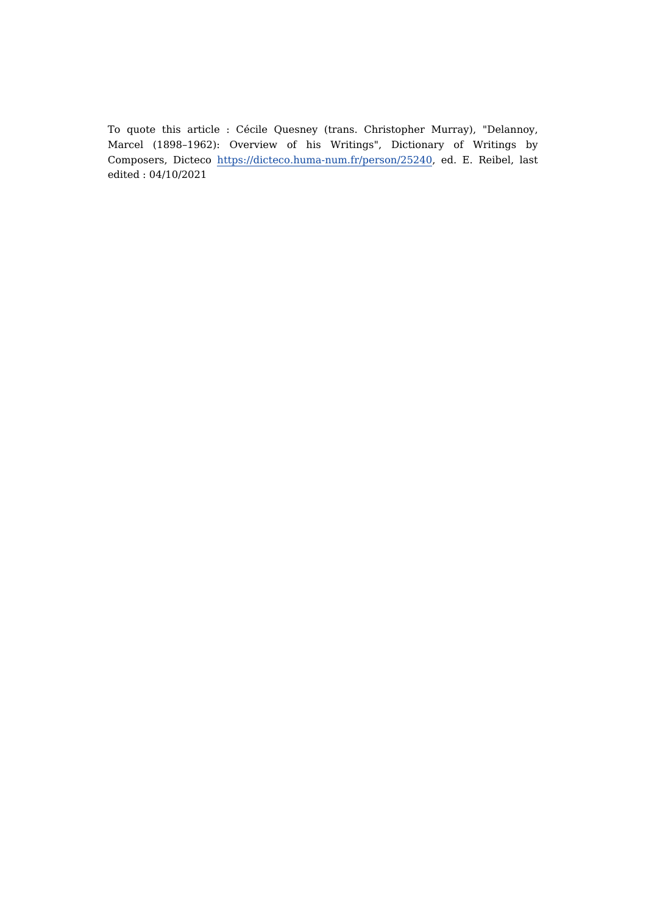To quote this article : Cécile Quesney (trans. Christopher Murray), "Delannoy, Marcel (1898–1962): Overview of his Writings", Dictionary of Writings by Composers, Dicteco https://dicteco.huma-num.fr/person/25240, ed. E. Reibel, last edited : 04/10/2021